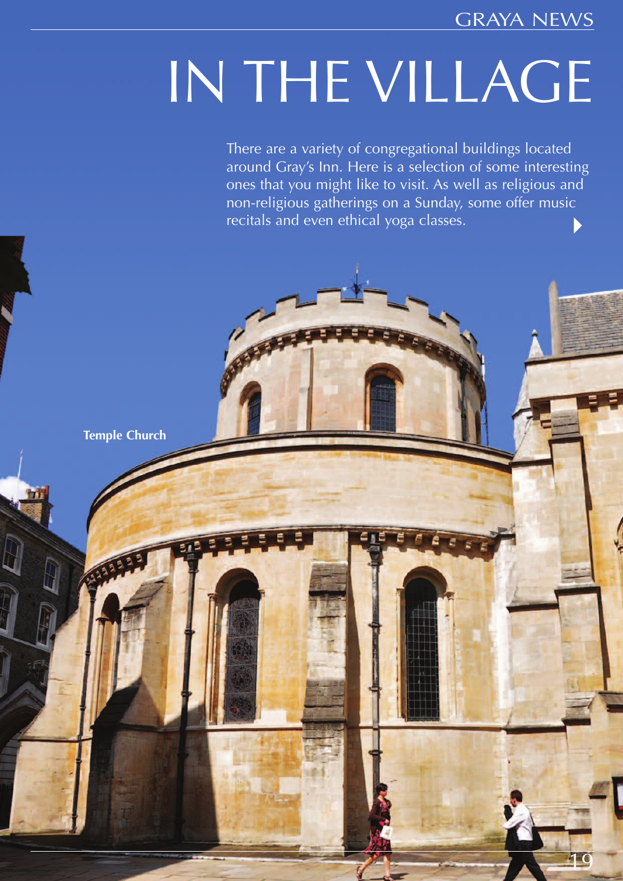# IN THE VILLAGE

There are a variety of congregational buildings located around Gray's Inn. Here is a selection of some interesting ones that you might like to visit. As well as religious and non-religious gatherings on a Sunday, some offer music recitals and even ethical yoga classes.

**Temple Church**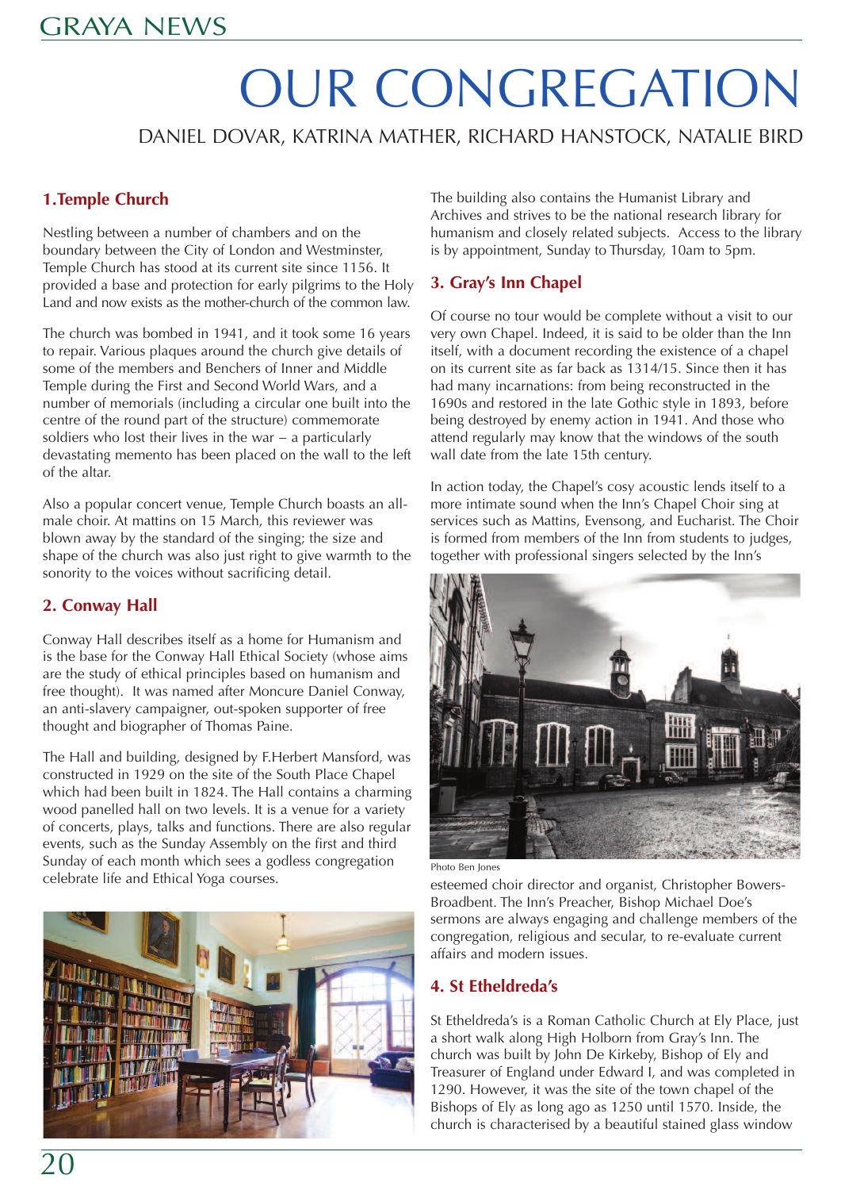# OUR CONGREGATION

DANIEL DOVAR, KATRINA MATHER, RICHARD HANSTOCK, NATALIE BIRD

## 1.Temple Church

Nestling between a number of chambers and on the boundary between the City of London and Westminster, Temple Church has stood at its current site since 1156. It provided a base and protection for early pilgrims to the Holy Land and now exists as the mother-church of the common law.

The church was bombed in 1941, and it took some 16 years to repair. Various plaques around the church give details of some of the members and Benchers of Inner and Middle Temple during the First and Second World Wars, and a number of memorials (including a circular one built into the centre of the round part of the structure) commemorate soldiers who lost their lives in the war – a particularly devastating memento has been placed on the wall to the left of the altar.

Also a popular concert venue, Temple Church boasts an all-male choir. At mattins on 15 March, this reviewer was blown away by the standard of the singing; the size and shape of the church was also just right to give warmth to the sonority to the voices without sacrificing detail.

## 2. Conway Hall

Conway Hall describes itself as a home for Humanism and is the base for the Conway Hall Ethical Society (whose aims are the study of ethical principles based on humanism and free thought). It was named after Moncure Daniel Conway, an anti-slavery campaigner, out-spoken supporter of free thought and biographer of Thomas Paine.

The Hall and building, designed by F.Herbert Mansford, was constructed in 1929 on the site of the South Place Chapel which had been built in 1824. The Hall contains a charming wood panelled hall on two levels. It is a venue for a variety of concerts, plays, talks and functions. There are also regular events, such as the Sunday Assembly on the first and third Sunday of each month which sees a godless congregation celebrate life and Ethical Yoga courses.

The building also contains the Humanist Library and Archives and strives to be the national research library for humanism and closely related subjects. Access to the library is by appointment, Sunday to Thursday, 10am to 5pm.

## 3. Gray's Inn Chapel

Of course no tour would be complete without a visit to our very own Chapel. Indeed, it is said to be older than the Inn itself, with a document recording the existence of a chapel on its current site as far back as 1314/15. Since then it has had many incarnations: from being reconstructed in the 1690s and restored in the late Gothic style in 1893, before being destroyed by enemy action in 1941. And those who attend regularly may know that the windows of the south wall date from the late 15th century.

In action today, the Chapel's cosy acoustic lends itself to a more intimate sound when the Inn's Chapel Choir sing at services such as Mattins, Evensong, and Eucharist. The Choir is formed from members of the Inn from students to judges, together with professional singers selected by the Inn's esteemed choir director and organist, Christopher Bowers-Broadbent. The Inn's Preacher, Bishop Michael Doe's sermons are always engaging and challenge members of the congregation, religious and secular, to re-evaluate current affairs and modern issues.

Photo Ben Jones

## 4. St Etheldreda's

St Etheldreda's is a Roman Catholic Church at Ely Place, just a short walk along High Holborn from Gray's Inn. The church was built by John De Kirkeby, Bishop of Ely and Treasurer of England under Edward I, and was completed in 1290. However, it was the site of the town chapel of the Bishops of Ely as long ago as 1250 until 1570. Inside, the church is characterised by a beautiful stained glass window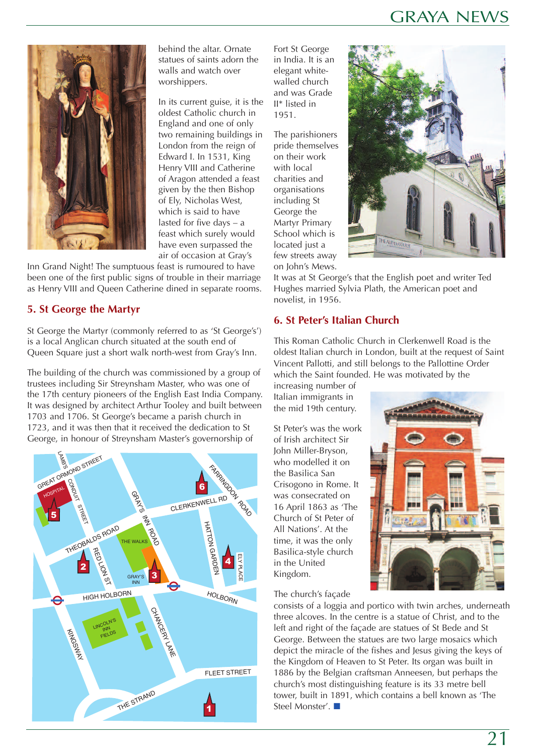behind the altar. Ornate statues of saints adorn the walls and watch over worshippers.

In its current guise, it is the oldest Catholic church in England and one of only two remaining buildings in London from the reign of Edward I. In 1531, King Henry VIII and Catherine of Aragon attended a feast given by the then Bishop of Ely, Nicholas West, which is said to have lasted for five days – a feast which surely would have even surpassed the air of occasion at Gray's Inn Grand Night! The sumptuous feast is rumoured to have been one of the first public signs of trouble in their marriage as Henry VIII and Queen Catherine dined in separate rooms.

## 5. St George the Martyr

St George the Martyr (commonly referred to as 'St George's') is a local Anglican church situated at the south end of Queen Square just a short walk north-west from Gray's Inn.

The building of the church was commissioned by a group of trustees including Sir Streynsham Master, who was one of the 17th century pioneers of the English East India Company. It was designed by architect Arthur Tooley and built between 1703 and 1706. St George's became a parish church in 1723, and it was then that it received the dedication to St George, in honour of Streynsham Master's governorship of Fort St George in India. It is an elegant white-walled church and was Grade II* listed in 1951.

The parishioners pride themselves on their work with local charities and organisations including St George the Martyr Primary School which is located just a few streets away on John's Mews.

It was at St George's that the English poet and writer Ted Hughes married Sylvia Plath, the American poet and novelist, in 1956.

## 6. St Peter's Italian Church

This Roman Catholic Church in Clerkenwell Road is the oldest Italian church in London, built at the request of Saint Vincent Pallotti, and still belongs to the Pallottine Order which the Saint founded. He was motivated by the increasing number of Italian immigrants in the mid 19th century.

St Peter's was the work of Irish architect Sir John Miller-Bryson, who modelled it on the Basilica San Crisogono in Rome. It was consecrated on 16 April 1863 as 'The Church of St Peter of All Nations'. At the time, it was the only Basilica-style church in the United Kingdom.

The church's façade consists of a loggia and portico with twin arches, underneath three alcoves. In the centre is a statue of Christ, and to the left and right of the façade are statues of St Bede and St George. Between the statues are two large mosaics which depict the miracle of the fishes and Jesus giving the keys of the Kingdom of Heaven to St Peter. Its organ was built in 1886 by the Belgian craftsman Anneesen, but perhaps the church's most distinguishing feature is its 33 metre bell tower, built in 1891, which contains a bell known as 'The Steel Monster'.